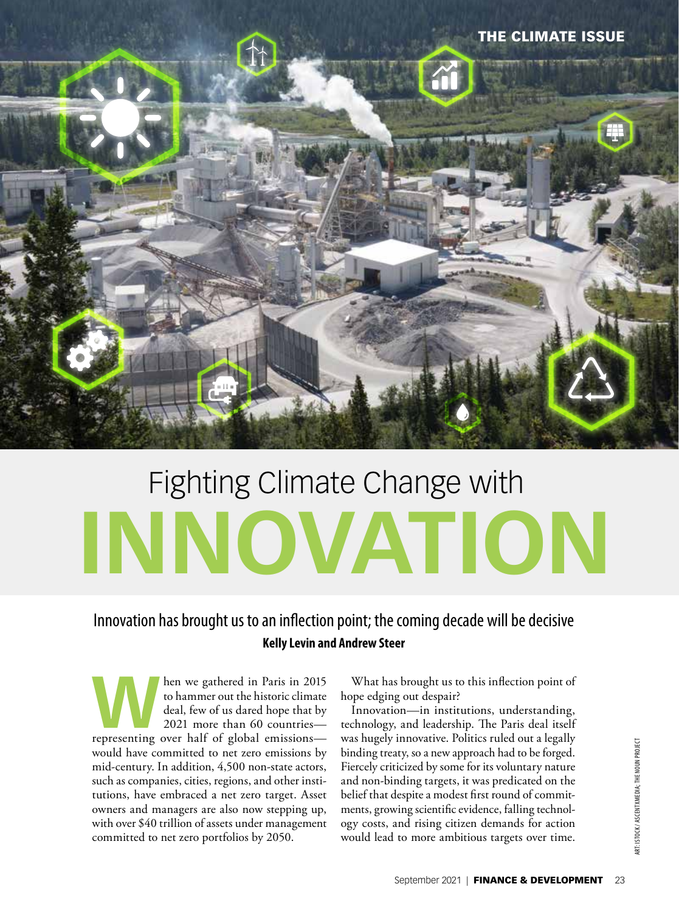THE CLIMATE ISSUE

# Fighting Climate Change with INNOVATION

Innovation has brought us to an inflection point; the coming decade will be decisive

**Kelly Levin and Andrew Steer**

When we gathered in Paris in 2015 to hammer out the historic climate deal, few of us dared hope that by 2021 more than 60 countries—representing over half of global emissions—would have committed to net zero emissions by mid-century. In addition, 4,500 non-state actors, such as companies, cities, regions, and other institutions, have embraced a net zero target. Asset owners and managers are also now stepping up, with over $40 trillion of assets under management committed to net zero portfolios by 2050.

What has brought us to this inflection point of hope edging out despair?

Innovation—in institutions, understanding, technology, and leadership. The Paris deal itself was hugely innovative. Politics ruled out a legally binding treaty, so a new approach had to be forged. Fiercely criticized by some for its voluntary nature and non-binding targets, it was predicated on the belief that despite a modest first round of commitments, growing scientific evidence, falling technology costs, and rising citizen demands for action would lead to more ambitious targets over time.

ART: ISTOCK / ASCENTXMEDIA; THE NOUN PROJECT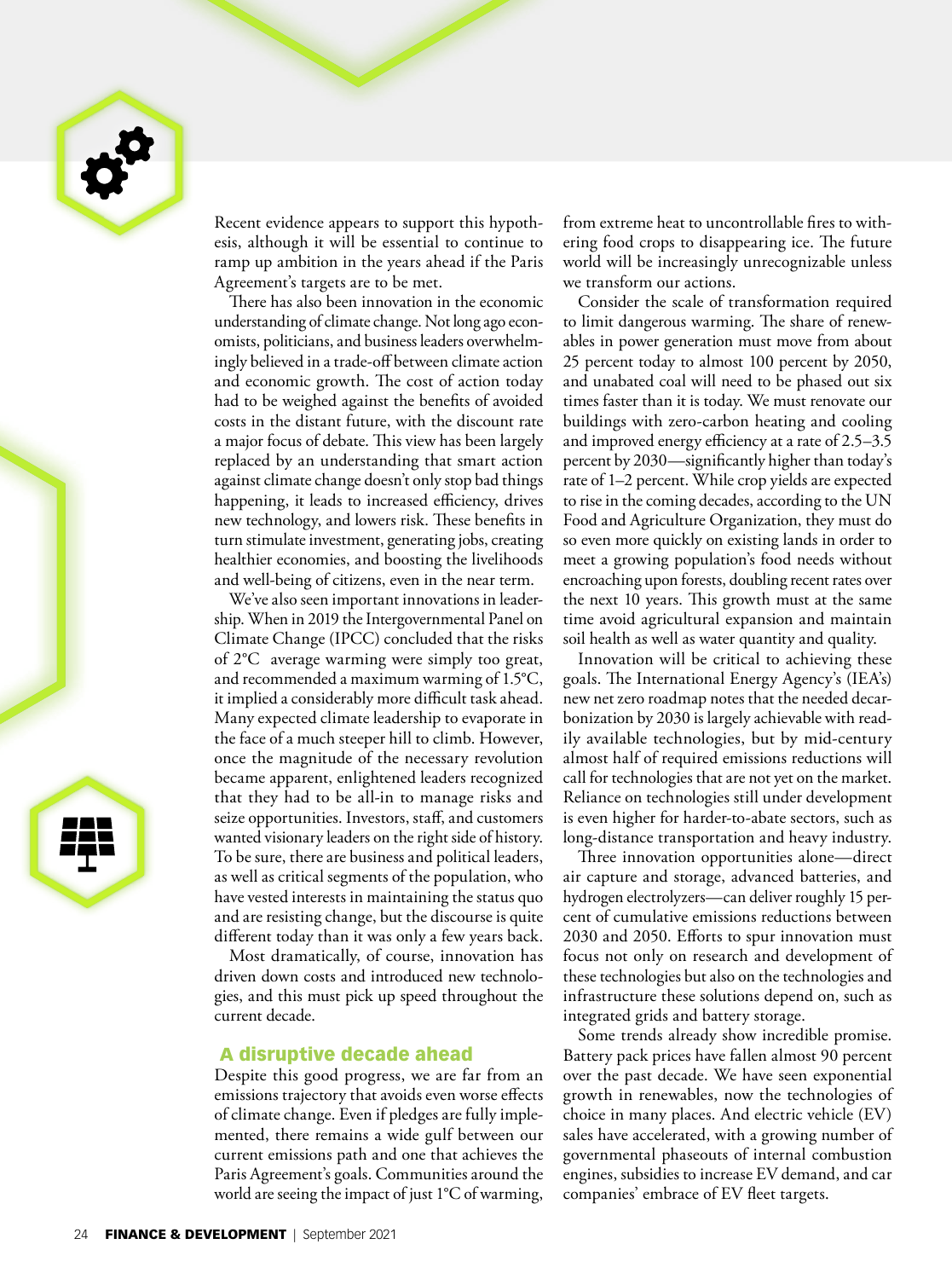Recent evidence appears to support this hypothesis, although it will be essential to continue to ramp up ambition in the years ahead if the Paris Agreement's targets are to be met.

There has also been innovation in the economic understanding of climate change. Not long ago economists, politicians, and business leaders overwhelmingly believed in a trade-off between climate action and economic growth. The cost of action today had to be weighed against the benefits of avoided costs in the distant future, with the discount rate a major focus of debate. This view has been largely replaced by an understanding that smart action against climate change doesn't only stop bad things happening, it leads to increased efficiency, drives new technology, and lowers risk. These benefits in turn stimulate investment, generating jobs, creating healthier economies, and boosting the livelihoods and well-being of citizens, even in the near term.

We've also seen important innovations in leadership. When in 2019 the Intergovernmental Panel on Climate Change (IPCC) concluded that the risks of 2°C average warming were simply too great, and recommended a maximum warming of 1.5°C, it implied a considerably more difficult task ahead. Many expected climate leadership to evaporate in the face of a much steeper hill to climb. However, once the magnitude of the necessary revolution became apparent, enlightened leaders recognized that they had to be all-in to manage risks and seize opportunities. Investors, staff, and customers wanted visionary leaders on the right side of history. To be sure, there are business and political leaders, as well as critical segments of the population, who have vested interests in maintaining the status quo and are resisting change, but the discourse is quite different today than it was only a few years back.

Most dramatically, of course, innovation has driven down costs and introduced new technologies, and this must pick up speed throughout the current decade.

## A disruptive decade ahead

Despite this good progress, we are far from an emissions trajectory that avoids even worse effects of climate change. Even if pledges are fully implemented, there remains a wide gulf between our current emissions path and one that achieves the Paris Agreement's goals. Communities around the world are seeing the impact of just 1°C of warming, from extreme heat to uncontrollable fires to withering food crops to disappearing ice. The future world will be increasingly unrecognizable unless we transform our actions.

Consider the scale of transformation required to limit dangerous warming. The share of renewables in power generation must move from about 25 percent today to almost 100 percent by 2050, and unabated coal will need to be phased out six times faster than it is today. We must renovate our buildings with zero-carbon heating and cooling and improved energy efficiency at a rate of 2.5–3.5 percent by 2030—significantly higher than today's rate of 1–2 percent. While crop yields are expected to rise in the coming decades, according to the UN Food and Agriculture Organization, they must do so even more quickly on existing lands in order to meet a growing population's food needs without encroaching upon forests, doubling recent rates over the next 10 years. This growth must at the same time avoid agricultural expansion and maintain soil health as well as water quantity and quality.

Innovation will be critical to achieving these goals. The International Energy Agency's (IEA's) new net zero roadmap notes that the needed decarbonization by 2030 is largely achievable with readily available technologies, but by mid-century almost half of required emissions reductions will call for technologies that are not yet on the market. Reliance on technologies still under development is even higher for harder-to-abate sectors, such as long-distance transportation and heavy industry.

Three innovation opportunities alone—direct air capture and storage, advanced batteries, and hydrogen electrolyzers—can deliver roughly 15 percent of cumulative emissions reductions between 2030 and 2050. Efforts to spur innovation must focus not only on research and development of these technologies but also on the technologies and infrastructure these solutions depend on, such as integrated grids and battery storage.

Some trends already show incredible promise. Battery pack prices have fallen almost 90 percent over the past decade. We have seen exponential growth in renewables, now the technologies of choice in many places. And electric vehicle (EV) sales have accelerated, with a growing number of governmental phaseouts of internal combustion engines, subsidies to increase EV demand, and car companies' embrace of EV fleet targets.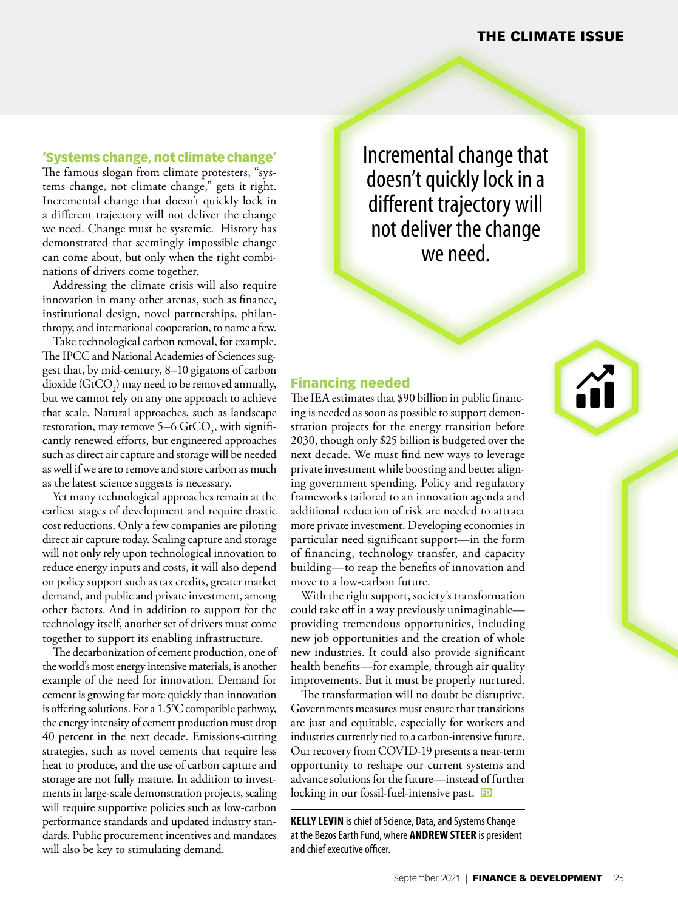## 'Systems change, not climate change'

The famous slogan from climate protesters, "systems change, not climate change," gets it right. Incremental change that doesn't quickly lock in a different trajectory will not deliver the change we need. Change must be systemic. History has demonstrated that seemingly impossible change can come about, but only when the right combinations of drivers come together.

Addressing the climate crisis will also require innovation in many other arenas, such as finance, institutional design, novel partnerships, philanthropy, and international cooperation, to name a few.

Take technological carbon removal, for example. The IPCC and National Academies of Sciences suggest that, by mid-century, 8–10 gigatons of carbon dioxide ($GtCO_2$) may need to be removed annually, but we cannot rely on any one approach to achieve that scale. Natural approaches, such as landscape restoration, may remove 5–6 $GtCO_2$, with significantly renewed efforts, but engineered approaches such as direct air capture and storage will be needed as well if we are to remove and store carbon as much as the latest science suggests is necessary.

Yet many technological approaches remain at the earliest stages of development and require drastic cost reductions. Only a few companies are piloting direct air capture today. Scaling capture and storage will not only rely upon technological innovation to reduce energy inputs and costs, it will also depend on policy support such as tax credits, greater market demand, and public and private investment, among other factors. And in addition to support for the technology itself, another set of drivers must come together to support its enabling infrastructure.

The decarbonization of cement production, one of the world's most energy intensive materials, is another example of the need for innovation. Demand for cement is growing far more quickly than innovation is offering solutions. For a 1.5°C compatible pathway, the energy intensity of cement production must drop 40 percent in the next decade. Emissions-cutting strategies, such as novel cements that require less heat to produce, and the use of carbon capture and storage are not fully mature. In addition to investments in large-scale demonstration projects, scaling will require supportive policies such as low-carbon performance standards and updated industry standards. Public procurement incentives and mandates will also be key to stimulating demand.

> Incremental change that doesn't quickly lock in a different trajectory will not deliver the change we need.

## Financing needed

The IEA estimates that $90 billion in public financing is needed as soon as possible to support demonstration projects for the energy transition before 2030, though only $25 billion is budgeted over the next decade. We must find new ways to leverage private investment while boosting and better aligning government spending. Policy and regulatory frameworks tailored to an innovation agenda and additional reduction of risk are needed to attract more private investment. Developing economies in particular need significant support—in the form of financing, technology transfer, and capacity building—to reap the benefits of innovation and move to a low-carbon future.

With the right support, society's transformation could take off in a way previously unimaginable—providing tremendous opportunities, including new job opportunities and the creation of whole new industries. It could also provide significant health benefits—for example, through air quality improvements. But it must be properly nurtured.

The transformation will no doubt be disruptive. Governments measures must ensure that transitions are just and equitable, especially for workers and industries currently tied to a carbon-intensive future. Our recovery from COVID-19 presents a near-term opportunity to reshape our current systems and advance solutions for the future—instead of further locking in our fossil-fuel-intensive past.

---

**KELLY LEVIN** is chief of Science, Data, and Systems Change at the Bezos Earth Fund, where **ANDREW STEER** is president and chief executive officer.